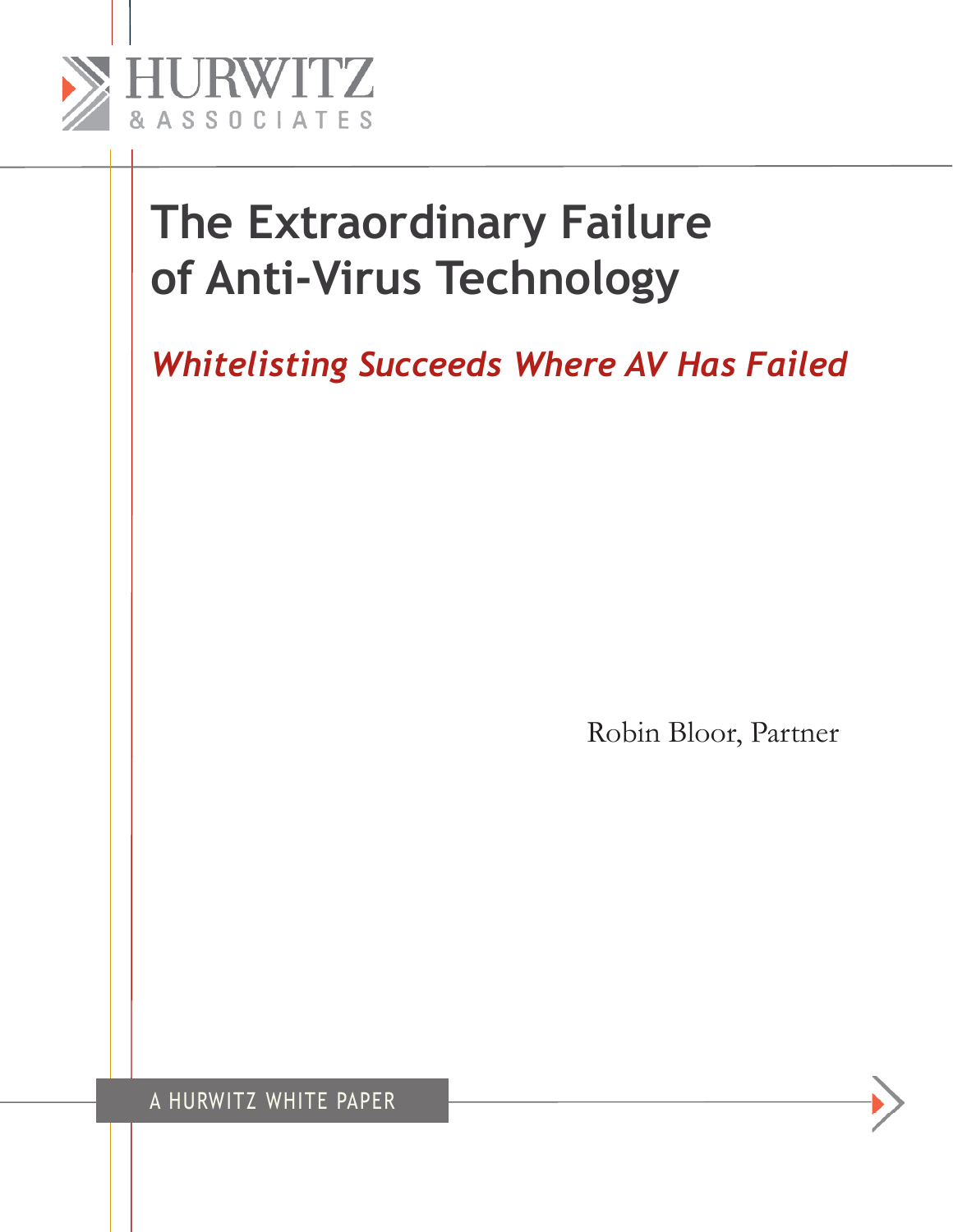HURWITZ & ASSOCIATES

# The Extraordinary Failure of Anti-Virus Technology

## *Whitelisting Succeeds Where AV Has Failed*

Robin Bloor, Partner

A HURWITZ WHITE PAPER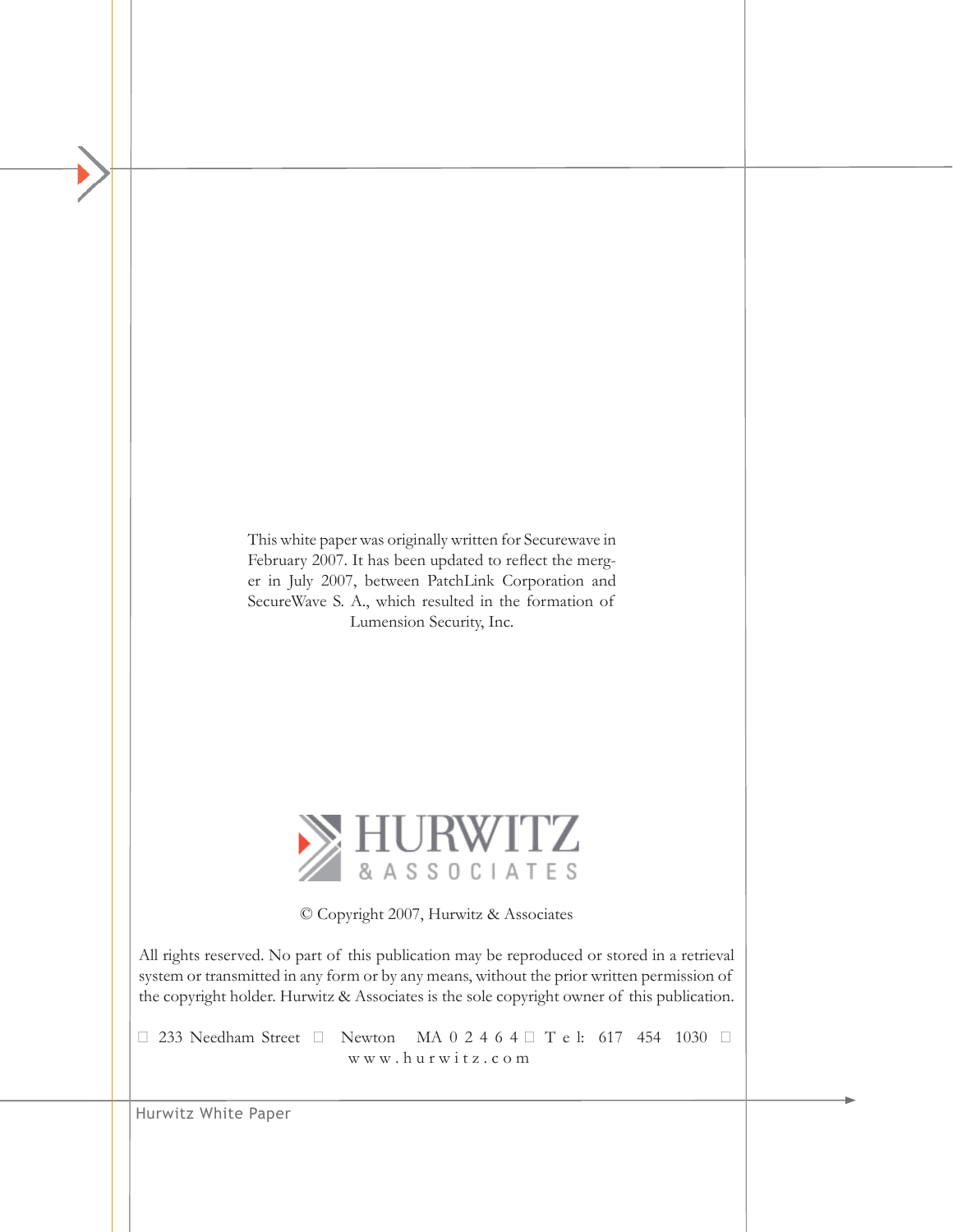This white paper was originally written for Securewave in February 2007. It has been updated to reflect the merger in July 2007, between PatchLink Corporation and SecureWave S. A., which resulted in the formation of Lumension Security, Inc.

HURWITZ & ASSOCIATES

© Copyright 2007, Hurwitz & Associates

All rights reserved. No part of this publication may be reproduced or stored in a retrieval system or transmitted in any form or by any means, without the prior written permission of the copyright holder. Hurwitz & Associates is the sole copyright owner of this publication.

233 Needham Street • Newton MA 02464 • Tel: 617 454 1030 • www.hurwitz.com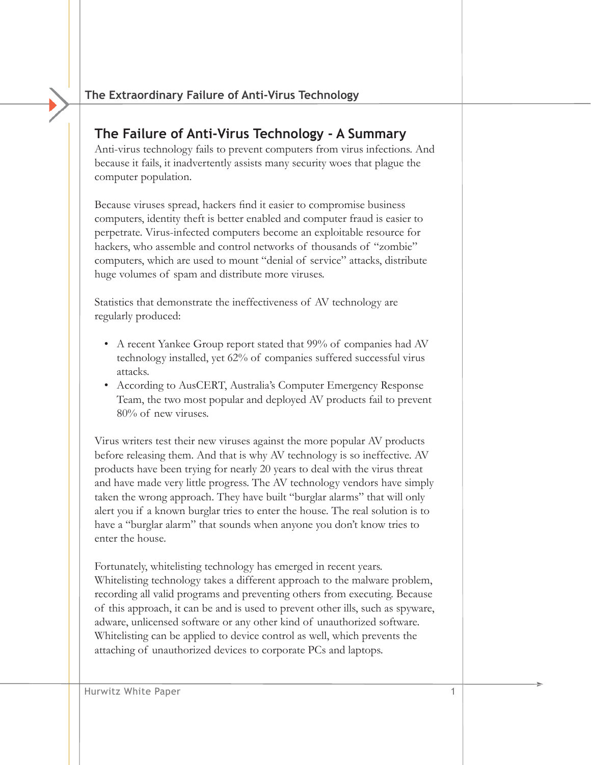## The Failure of Anti-Virus Technology - A Summary

Anti-virus technology fails to prevent computers from virus infections. And because it fails, it inadvertently assists many security woes that plague the computer population.

Because viruses spread, hackers find it easier to compromise business computers, identity theft is better enabled and computer fraud is easier to perpetrate. Virus-infected computers become an exploitable resource for hackers, who assemble and control networks of thousands of "zombie" computers, which are used to mount "denial of service" attacks, distribute huge volumes of spam and distribute more viruses.

Statistics that demonstrate the ineffectiveness of AV technology are regularly produced:

- A recent Yankee Group report stated that 99% of companies had AV technology installed, yet 62% of companies suffered successful virus attacks.
- According to AusCERT, Australia's Computer Emergency Response Team, the two most popular and deployed AV products fail to prevent 80% of new viruses.

Virus writers test their new viruses against the more popular AV products before releasing them. And that is why AV technology is so ineffective. AV products have been trying for nearly 20 years to deal with the virus threat and have made very little progress. The AV technology vendors have simply taken the wrong approach. They have built "burglar alarms" that will only alert you if a known burglar tries to enter the house. The real solution is to have a "burglar alarm" that sounds when anyone you don't know tries to enter the house.

Fortunately, whitelisting technology has emerged in recent years. Whitelisting technology takes a different approach to the malware problem, recording all valid programs and preventing others from executing. Because of this approach, it can be and is used to prevent other ills, such as spyware, adware, unlicensed software or any other kind of unauthorized software. Whitelisting can be applied to device control as well, which prevents the attaching of unauthorized devices to corporate PCs and laptops.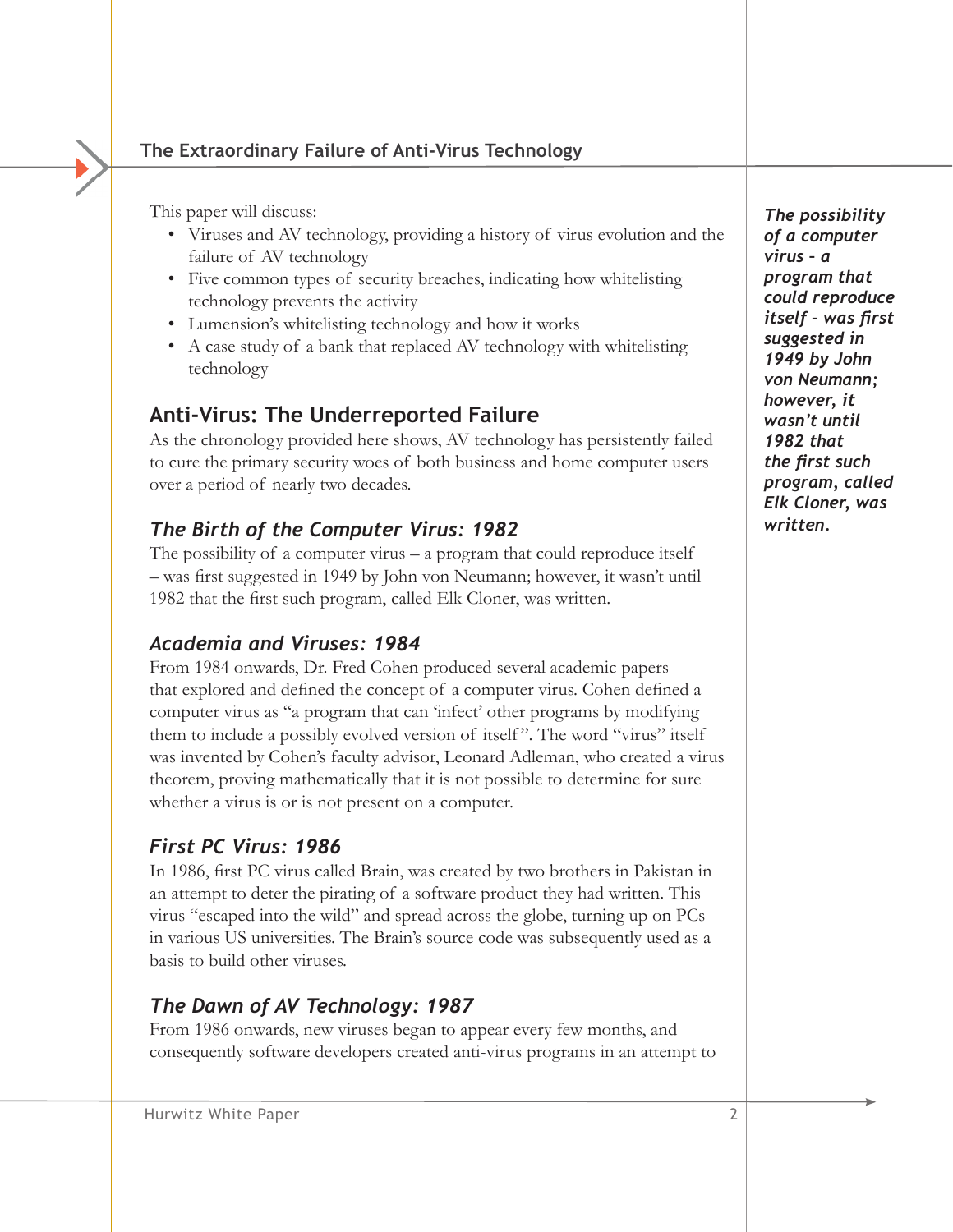This paper will discuss:

- Viruses and AV technology, providing a history of virus evolution and the failure of AV technology
- Five common types of security breaches, indicating how whitelisting technology prevents the activity
- Lumension's whitelisting technology and how it works
- A case study of a bank that replaced AV technology with whitelisting technology

## Anti-Virus: The Underreported Failure

As the chronology provided here shows, AV technology has persistently failed to cure the primary security woes of both business and home computer users over a period of nearly two decades.

### *The Birth of the Computer Virus: 1982*

The possibility of a computer virus – a program that could reproduce itself – was first suggested in 1949 by John von Neumann; however, it wasn't until 1982 that the first such program, called Elk Cloner, was written.

***The possibility of a computer virus – a program that could reproduce itself – was first suggested in 1949 by John von Neumann; however, it wasn't until 1982 that the first such program, called Elk Cloner, was written.***

### *Academia and Viruses: 1984*

From 1984 onwards, Dr. Fred Cohen produced several academic papers that explored and defined the concept of a computer virus. Cohen defined a computer virus as "a program that can 'infect' other programs by modifying them to include a possibly evolved version of itself". The word "virus" itself was invented by Cohen's faculty advisor, Leonard Adleman, who created a virus theorem, proving mathematically that it is not possible to determine for sure whether a virus is or is not present on a computer.

### *First PC Virus: 1986*

In 1986, first PC virus called Brain, was created by two brothers in Pakistan in an attempt to deter the pirating of a software product they had written. This virus "escaped into the wild" and spread across the globe, turning up on PCs in various US universities. The Brain's source code was subsequently used as a basis to build other viruses.

### *The Dawn of AV Technology: 1987*

From 1986 onwards, new viruses began to appear every few months, and consequently software developers created anti-virus programs in an attempt to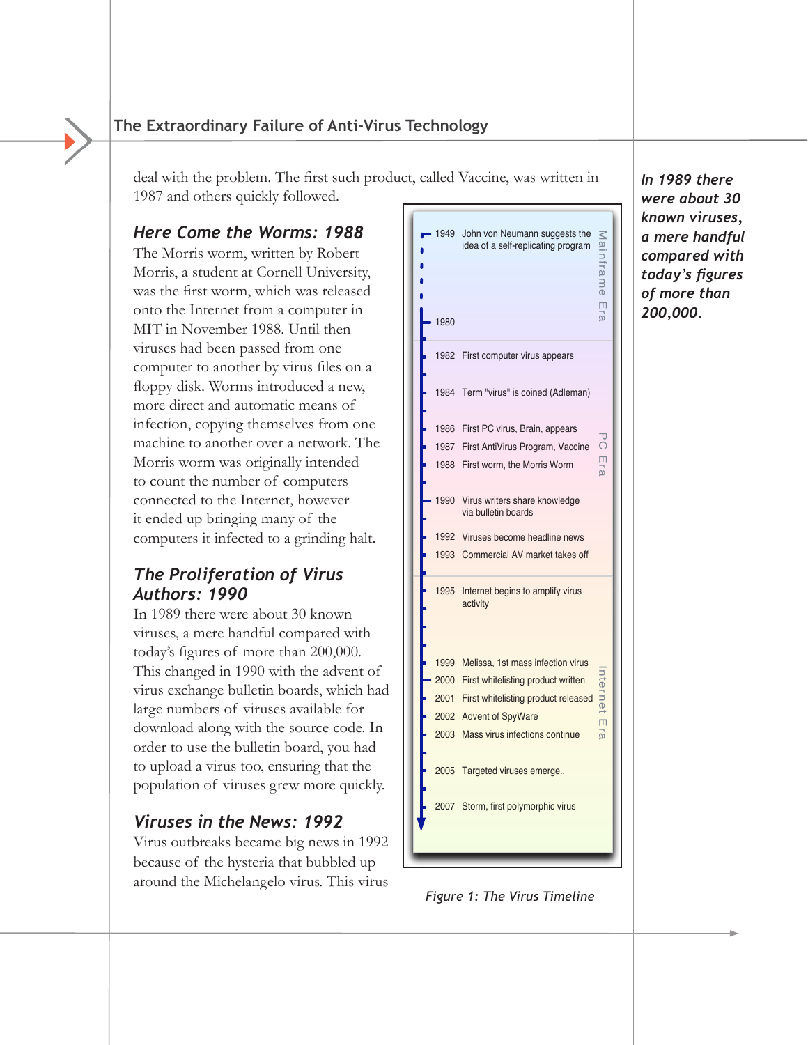deal with the problem. The first such product, called Vaccine, was written in 1987 and others quickly followed.

### Here Come the Worms: 1988

The Morris worm, written by Robert Morris, a student at Cornell University, was the first worm, which was released onto the Internet from a computer in MIT in November 1988. Until then viruses had been passed from one computer to another by virus files on a floppy disk. Worms introduced a new, more direct and automatic means of infection, copying themselves from one machine to another over a network. The Morris worm was originally intended to count the number of computers connected to the Internet, however it ended up bringing many of the computers it infected to a grinding halt.

### The Proliferation of Virus Authors: 1990

In 1989 there were about 30 known viruses, a mere handful compared with today's figures of more than 200,000. This changed in 1990 with the advent of virus exchange bulletin boards, which had large numbers of viruses available for download along with the source code. In order to use the bulletin board, you had to upload a virus too, ensuring that the population of viruses grew more quickly.

### Viruses in the News: 1992

Virus outbreaks became big news in 1992 because of the hysteria that bubbled up around the Michelangelo virus. This virus

*In 1989 there were about 30 known viruses, a mere handful compared with today's figures of more than 200,000.*

| Year | Event | Era |
|---|---|---|
| 1949 | John von Neumann suggests the idea of a self-replicating program | Mainframe Era |
| 1980 | | Mainframe Era |
| 1982 | First computer virus appears | PC Era |
| 1984 | Term "virus" is coined (Adleman) | PC Era |
| 1986 | First PC virus, Brain, appears | PC Era |
| 1987 | First AntiVirus Program, Vaccine | PC Era |
| 1988 | First worm, the Morris Worm | PC Era |
| 1990 | Virus writers share knowledge via bulletin boards | PC Era |
| 1992 | Viruses become headline news | PC Era |
| 1993 | Commercial AV market takes off | PC Era |
| 1995 | Internet begins to amplify virus activity | Internet Era |
| 1999 | Melissa, 1st mass infection virus | Internet Era |
| 2000 | First whitelisting product written | Internet Era |
| 2001 | First whitelisting product released | Internet Era |
| 2002 | Advent of SpyWare | Internet Era |
| 2003 | Mass virus infections continue | Internet Era |
| 2005 | Targeted viruses emerge.. | Internet Era |
| 2007 | Storm, first polymorphic virus | Internet Era |

*Figure 1: The Virus Timeline*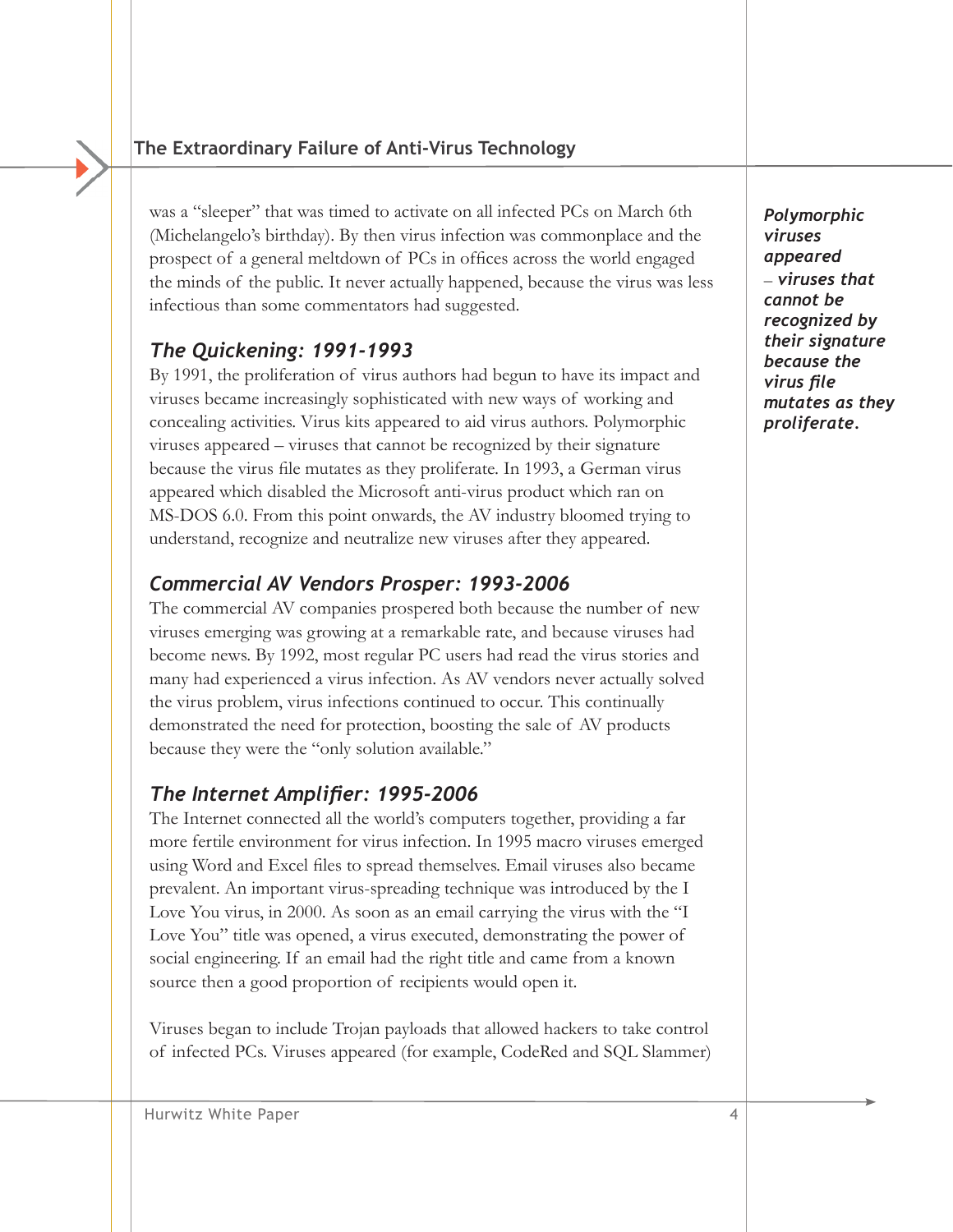was a "sleeper" that was timed to activate on all infected PCs on March 6th (Michelangelo's birthday). By then virus infection was commonplace and the prospect of a general meltdown of PCs in offices across the world engaged the minds of the public. It never actually happened, because the virus was less infectious than some commentators had suggested.

### *The Quickening: 1991-1993*

By 1991, the proliferation of virus authors had begun to have its impact and viruses became increasingly sophisticated with new ways of working and concealing activities. Virus kits appeared to aid virus authors. Polymorphic viruses appeared – viruses that cannot be recognized by their signature because the virus file mutates as they proliferate. In 1993, a German virus appeared which disabled the Microsoft anti-virus product which ran on MS-DOS 6.0. From this point onwards, the AV industry bloomed trying to understand, recognize and neutralize new viruses after they appeared.

***Polymorphic viruses appeared – viruses that cannot be recognized by their signature because the virus file mutates as they proliferate.***

### *Commercial AV Vendors Prosper: 1993-2006*

The commercial AV companies prospered both because the number of new viruses emerging was growing at a remarkable rate, and because viruses had become news. By 1992, most regular PC users had read the virus stories and many had experienced a virus infection. As AV vendors never actually solved the virus problem, virus infections continued to occur. This continually demonstrated the need for protection, boosting the sale of AV products because they were the "only solution available."

### *The Internet Amplifier: 1995-2006*

The Internet connected all the world's computers together, providing a far more fertile environment for virus infection. In 1995 macro viruses emerged using Word and Excel files to spread themselves. Email viruses also became prevalent. An important virus-spreading technique was introduced by the I Love You virus, in 2000. As soon as an email carrying the virus with the "I Love You" title was opened, a virus executed, demonstrating the power of social engineering. If an email had the right title and came from a known source then a good proportion of recipients would open it.

Viruses began to include Trojan payloads that allowed hackers to take control of infected PCs. Viruses appeared (for example, CodeRed and SQL Slammer)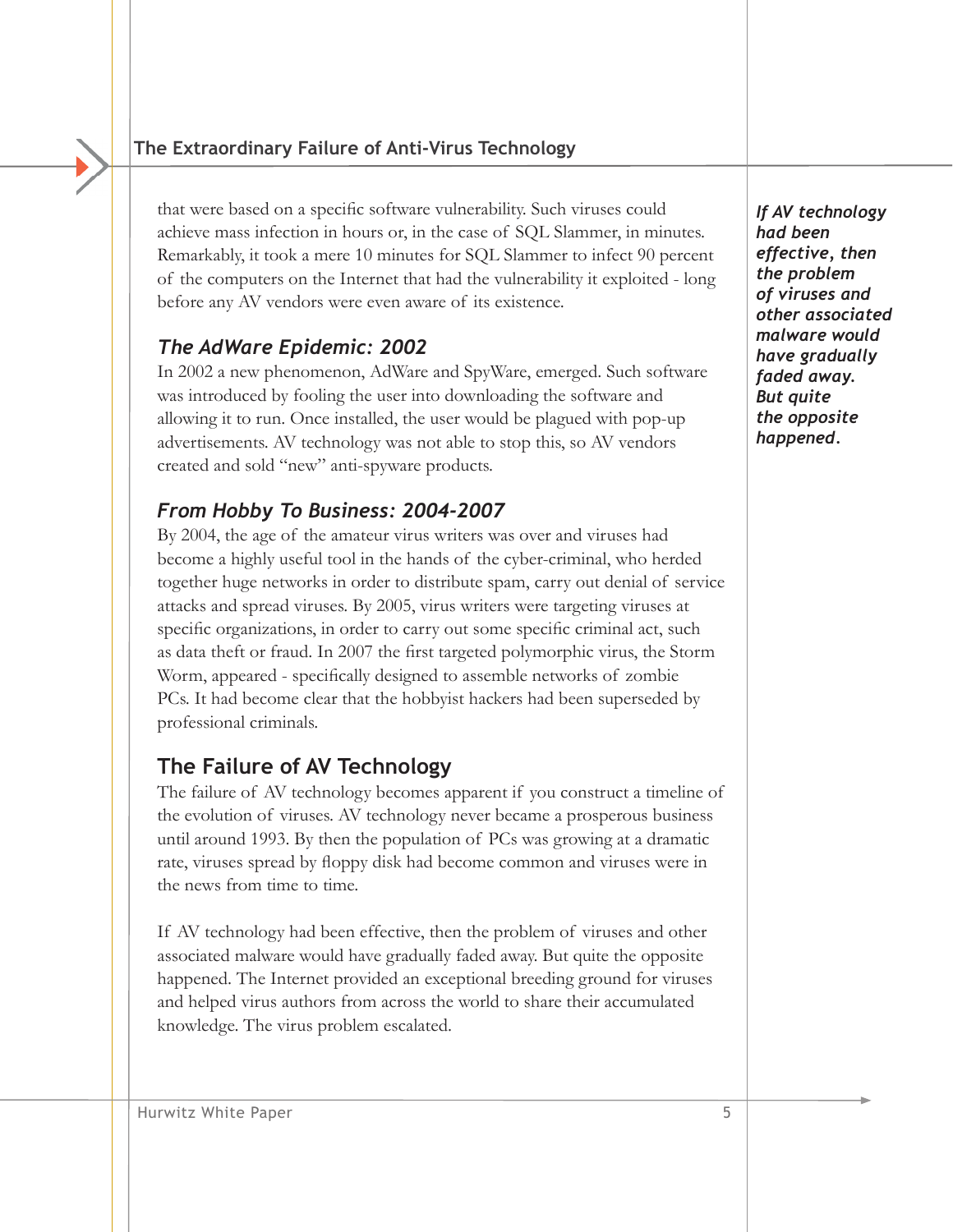that were based on a specific software vulnerability. Such viruses could achieve mass infection in hours or, in the case of SQL Slammer, in minutes. Remarkably, it took a mere 10 minutes for SQL Slammer to infect 90 percent of the computers on the Internet that had the vulnerability it exploited - long before any AV vendors were even aware of its existence.

### *The AdWare Epidemic: 2002*

In 2002 a new phenomenon, AdWare and SpyWare, emerged. Such software was introduced by fooling the user into downloading the software and allowing it to run. Once installed, the user would be plagued with pop-up advertisements. AV technology was not able to stop this, so AV vendors created and sold "new" anti-spyware products.

### *From Hobby To Business: 2004-2007*

By 2004, the age of the amateur virus writers was over and viruses had become a highly useful tool in the hands of the cyber-criminal, who herded together huge networks in order to distribute spam, carry out denial of service attacks and spread viruses. By 2005, virus writers were targeting viruses at specific organizations, in order to carry out some specific criminal act, such as data theft or fraud. In 2007 the first targeted polymorphic virus, the Storm Worm, appeared - specifically designed to assemble networks of zombie PCs. It had become clear that the hobbyist hackers had been superseded by professional criminals.

## The Failure of AV Technology

The failure of AV technology becomes apparent if you construct a timeline of the evolution of viruses. AV technology never became a prosperous business until around 1993. By then the population of PCs was growing at a dramatic rate, viruses spread by floppy disk had become common and viruses were in the news from time to time.

If AV technology had been effective, then the problem of viruses and other associated malware would have gradually faded away. But quite the opposite happened. The Internet provided an exceptional breeding ground for viruses and helped virus authors from across the world to share their accumulated knowledge. The virus problem escalated.

***If AV technology had been effective, then the problem of viruses and other associated malware would have gradually faded away. But quite the opposite happened.***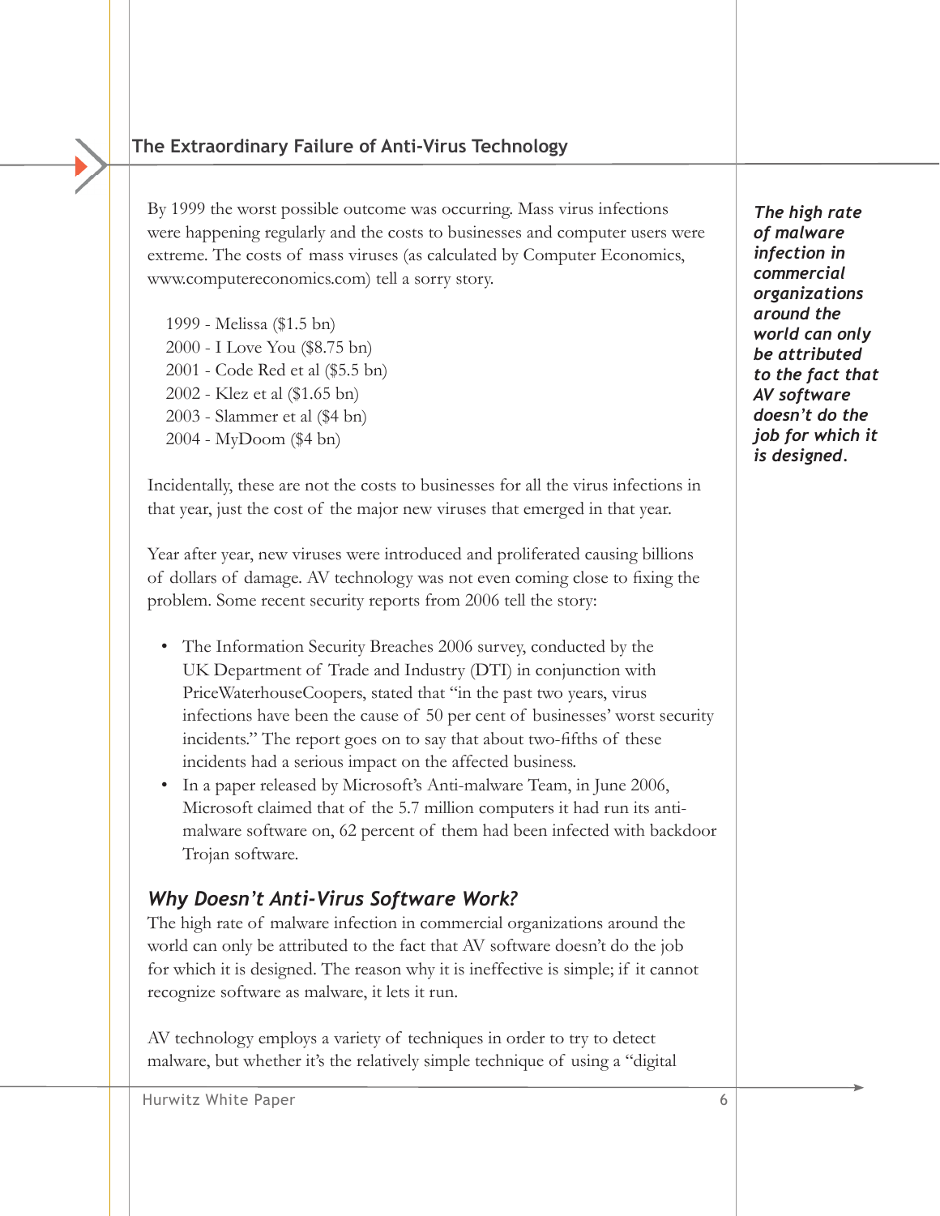By 1999 the worst possible outcome was occurring. Mass virus infections were happening regularly and the costs to businesses and computer users were extreme. The costs of mass viruses (as calculated by Computer Economics, www.computereconomics.com) tell a sorry story.

1999 - Melissa ($1.5 bn)  
2000 - I Love You ($8.75 bn)  
2001 - Code Red et al ($5.5 bn)  
2002 - Klez et al ($1.65 bn)  
2003 - Slammer et al ($4 bn)  
2004 - MyDoom ($4 bn)

Incidentally, these are not the costs to businesses for all the virus infections in that year, just the cost of the major new viruses that emerged in that year.

Year after year, new viruses were introduced and proliferated causing billions of dollars of damage. AV technology was not even coming close to fixing the problem. Some recent security reports from 2006 tell the story:

- The Information Security Breaches 2006 survey, conducted by the UK Department of Trade and Industry (DTI) in conjunction with PriceWaterhouseCoopers, stated that "in the past two years, virus infections have been the cause of 50 per cent of businesses' worst security incidents." The report goes on to say that about two-fifths of these incidents had a serious impact on the affected business.
- In a paper released by Microsoft's Anti-malware Team, in June 2006, Microsoft claimed that of the 5.7 million computers it had run its anti-malware software on, 62 percent of them had been infected with backdoor Trojan software.

*The high rate of malware infection in commercial organizations around the world can only be attributed to the fact that AV software doesn't do the job for which it is designed.*

## *Why Doesn't Anti-Virus Software Work?*

The high rate of malware infection in commercial organizations around the world can only be attributed to the fact that AV software doesn't do the job for which it is designed. The reason why it is ineffective is simple; if it cannot recognize software as malware, it lets it run.

AV technology employs a variety of techniques in order to try to detect malware, but whether it's the relatively simple technique of using a "digital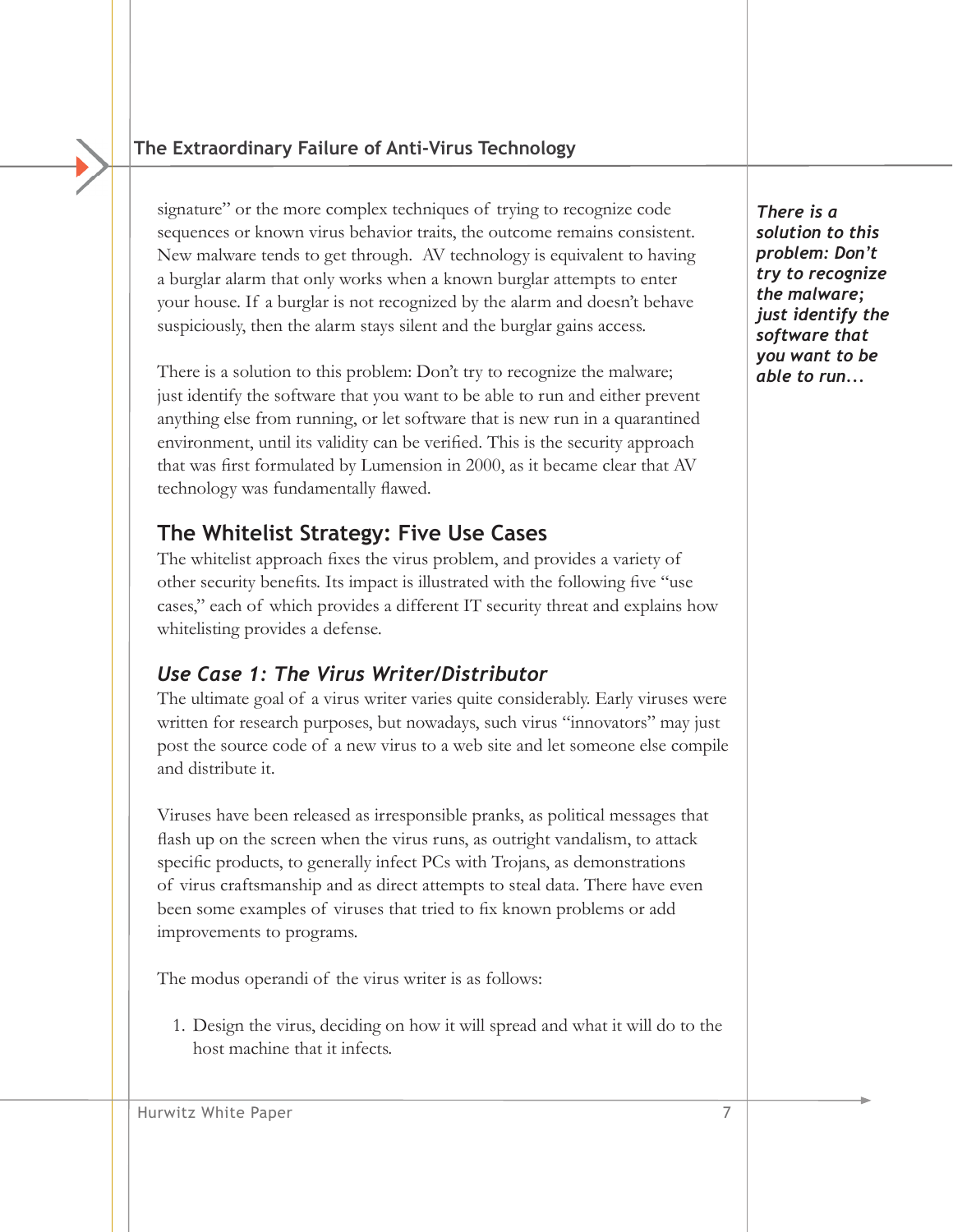signature" or the more complex techniques of trying to recognize code sequences or known virus behavior traits, the outcome remains consistent. New malware tends to get through. AV technology is equivalent to having a burglar alarm that only works when a known burglar attempts to enter your house. If a burglar is not recognized by the alarm and doesn't behave suspiciously, then the alarm stays silent and the burglar gains access.

*There is a solution to this problem: Don't try to recognize the malware; just identify the software that you want to be able to run...*

There is a solution to this problem: Don't try to recognize the malware; just identify the software that you want to be able to run and either prevent anything else from running, or let software that is new run in a quarantined environment, until its validity can be verified. This is the security approach that was first formulated by Lumension in 2000, as it became clear that AV technology was fundamentally flawed.

## The Whitelist Strategy: Five Use Cases

The whitelist approach fixes the virus problem, and provides a variety of other security benefits. Its impact is illustrated with the following five "use cases," each of which provides a different IT security threat and explains how whitelisting provides a defense.

### *Use Case 1: The Virus Writer/Distributor*

The ultimate goal of a virus writer varies quite considerably. Early viruses were written for research purposes, but nowadays, such virus "innovators" may just post the source code of a new virus to a web site and let someone else compile and distribute it.

Viruses have been released as irresponsible pranks, as political messages that flash up on the screen when the virus runs, as outright vandalism, to attack specific products, to generally infect PCs with Trojans, as demonstrations of virus craftsmanship and as direct attempts to steal data. There have even been some examples of viruses that tried to fix known problems or add improvements to programs.

The modus operandi of the virus writer is as follows:

1. Design the virus, deciding on how it will spread and what it will do to the host machine that it infects.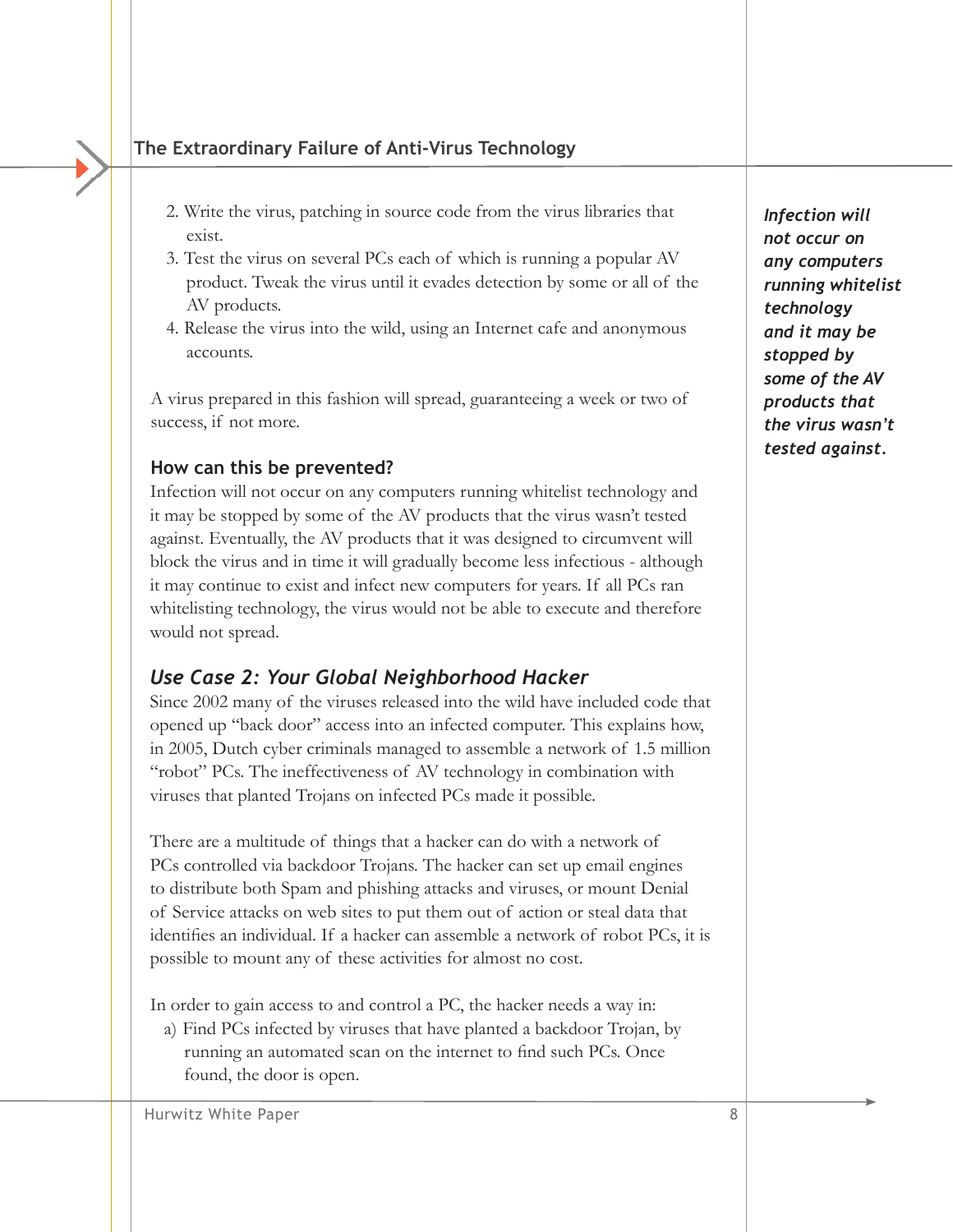2. Write the virus, patching in source code from the virus libraries that exist.
3. Test the virus on several PCs each of which is running a popular AV product. Tweak the virus until it evades detection by some or all of the AV products.
4. Release the virus into the wild, using an Internet cafe and anonymous accounts.

A virus prepared in this fashion will spread, guaranteeing a week or two of success, if not more.

*Infection will not occur on any computers running whitelist technology and it may be stopped by some of the AV products that the virus wasn't tested against.*

### How can this be prevented?

Infection will not occur on any computers running whitelist technology and it may be stopped by some of the AV products that the virus wasn't tested against. Eventually, the AV products that it was designed to circumvent will block the virus and in time it will gradually become less infectious - although it may continue to exist and infect new computers for years. If all PCs ran whitelisting technology, the virus would not be able to execute and therefore would not spread.

## *Use Case 2: Your Global Neighborhood Hacker*

Since 2002 many of the viruses released into the wild have included code that opened up "back door" access into an infected computer. This explains how, in 2005, Dutch cyber criminals managed to assemble a network of 1.5 million "robot" PCs. The ineffectiveness of AV technology in combination with viruses that planted Trojans on infected PCs made it possible.

There are a multitude of things that a hacker can do with a network of PCs controlled via backdoor Trojans. The hacker can set up email engines to distribute both Spam and phishing attacks and viruses, or mount Denial of Service attacks on web sites to put them out of action or steal data that identifies an individual. If a hacker can assemble a network of robot PCs, it is possible to mount any of these activities for almost no cost.

In order to gain access to and control a PC, the hacker needs a way in:

a) Find PCs infected by viruses that have planted a backdoor Trojan, by running an automated scan on the internet to find such PCs. Once found, the door is open.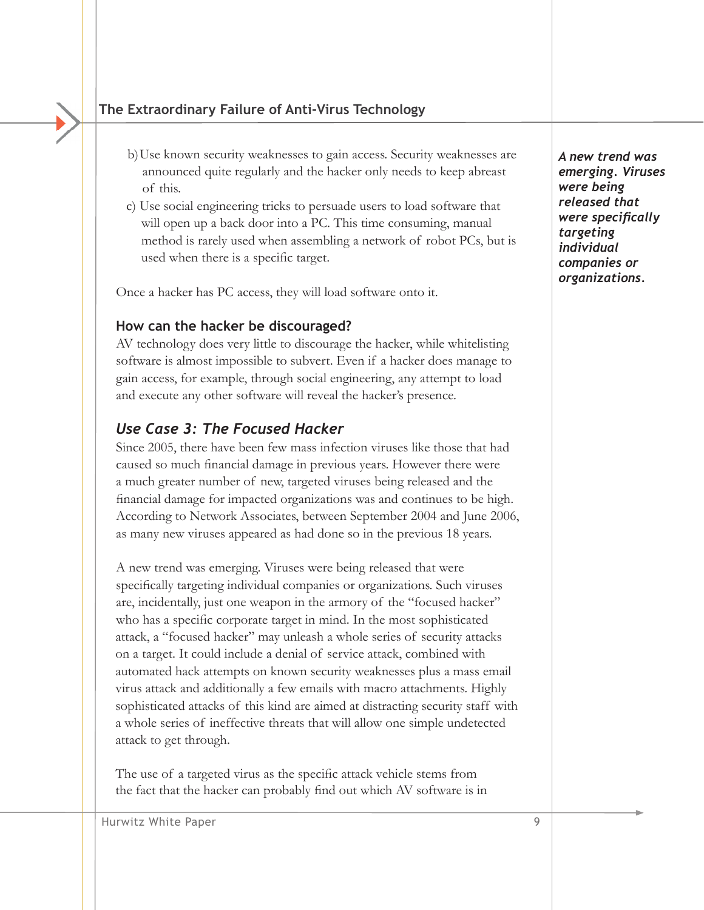b) Use known security weaknesses to gain access. Security weaknesses are announced quite regularly and the hacker only needs to keep abreast of this.

c) Use social engineering tricks to persuade users to load software that will open up a back door into a PC. This time consuming, manual method is rarely used when assembling a network of robot PCs, but is used when there is a specific target.

Once a hacker has PC access, they will load software onto it.

### How can the hacker be discouraged?

AV technology does very little to discourage the hacker, while whitelisting software is almost impossible to subvert. Even if a hacker does manage to gain access, for example, through social engineering, any attempt to load and execute any other software will reveal the hacker's presence.

## *Use Case 3: The Focused Hacker*

Since 2005, there have been few mass infection viruses like those that had caused so much financial damage in previous years. However there were a much greater number of new, targeted viruses being released and the financial damage for impacted organizations was and continues to be high. According to Network Associates, between September 2004 and June 2006, as many new viruses appeared as had done so in the previous 18 years.

*A new trend was emerging. Viruses were being released that were specifically targeting individual companies or organizations.*

A new trend was emerging. Viruses were being released that were specifically targeting individual companies or organizations. Such viruses are, incidentally, just one weapon in the armory of the "focused hacker" who has a specific corporate target in mind. In the most sophisticated attack, a "focused hacker" may unleash a whole series of security attacks on a target. It could include a denial of service attack, combined with automated hack attempts on known security weaknesses plus a mass email virus attack and additionally a few emails with macro attachments. Highly sophisticated attacks of this kind are aimed at distracting security staff with a whole series of ineffective threats that will allow one simple undetected attack to get through.

The use of a targeted virus as the specific attack vehicle stems from the fact that the hacker can probably find out which AV software is in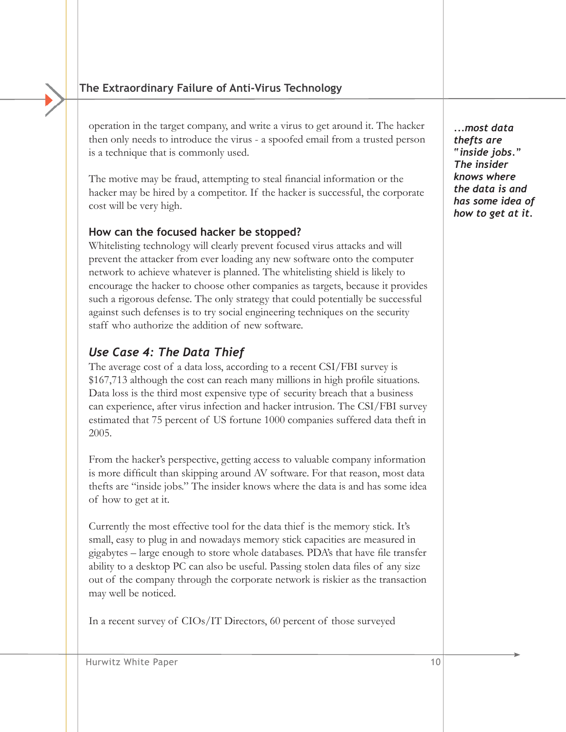operation in the target company, and write a virus to get around it. The hacker then only needs to introduce the virus - a spoofed email from a trusted person is a technique that is commonly used.

The motive may be fraud, attempting to steal financial information or the hacker may be hired by a competitor. If the hacker is successful, the corporate cost will be very high.

### How can the focused hacker be stopped?

Whitelisting technology will clearly prevent focused virus attacks and will prevent the attacker from ever loading any new software onto the computer network to achieve whatever is planned. The whitelisting shield is likely to encourage the hacker to choose other companies as targets, because it provides such a rigorous defense. The only strategy that could potentially be successful against such defenses is to try social engineering techniques on the security staff who authorize the addition of new software.

## *Use Case 4: The Data Thief*

The average cost of a data loss, according to a recent CSI/FBI survey is $167,713 although the cost can reach many millions in high profile situations. Data loss is the third most expensive type of security breach that a business can experience, after virus infection and hacker intrusion. The CSI/FBI survey estimated that 75 percent of US fortune 1000 companies suffered data theft in 2005.

From the hacker's perspective, getting access to valuable company information is more difficult than skipping around AV software. For that reason, most data thefts are "inside jobs." The insider knows where the data is and has some idea of how to get at it.

***...most data thefts are "inside jobs." The insider knows where the data is and has some idea of how to get at it.***

Currently the most effective tool for the data thief is the memory stick. It's small, easy to plug in and nowadays memory stick capacities are measured in gigabytes – large enough to store whole databases. PDA's that have file transfer ability to a desktop PC can also be useful. Passing stolen data files of any size out of the company through the corporate network is riskier as the transaction may well be noticed.

In a recent survey of CIOs/IT Directors, 60 percent of those surveyed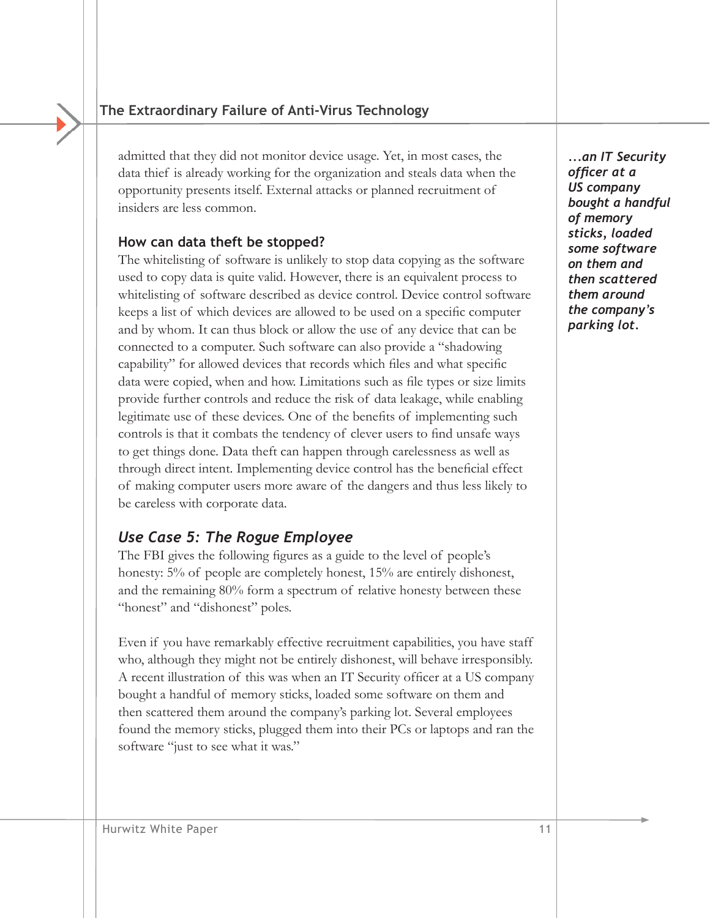admitted that they did not monitor device usage. Yet, in most cases, the data thief is already working for the organization and steals data when the opportunity presents itself. External attacks or planned recruitment of insiders are less common.

### How can data theft be stopped?

The whitelisting of software is unlikely to stop data copying as the software used to copy data is quite valid. However, there is an equivalent process to whitelisting of software described as device control. Device control software keeps a list of which devices are allowed to be used on a specific computer and by whom. It can thus block or allow the use of any device that can be connected to a computer. Such software can also provide a "shadowing capability" for allowed devices that records which files and what specific data were copied, when and how. Limitations such as file types or size limits provide further controls and reduce the risk of data leakage, while enabling legitimate use of these devices. One of the benefits of implementing such controls is that it combats the tendency of clever users to find unsafe ways to get things done. Data theft can happen through carelessness as well as through direct intent. Implementing device control has the beneficial effect of making computer users more aware of the dangers and thus less likely to be careless with corporate data.

## *Use Case 5: The Rogue Employee*

The FBI gives the following figures as a guide to the level of people's honesty: 5% of people are completely honest, 15% are entirely dishonest, and the remaining 80% form a spectrum of relative honesty between these "honest" and "dishonest" poles.

Even if you have remarkably effective recruitment capabilities, you have staff who, although they might not be entirely dishonest, will behave irresponsibly. A recent illustration of this was when an IT Security officer at a US company bought a handful of memory sticks, loaded some software on them and then scattered them around the company's parking lot. Several employees found the memory sticks, plugged them into their PCs or laptops and ran the software "just to see what it was."

***...an IT Security officer at a US company bought a handful of memory sticks, loaded some software on them and then scattered them around the company's parking lot.***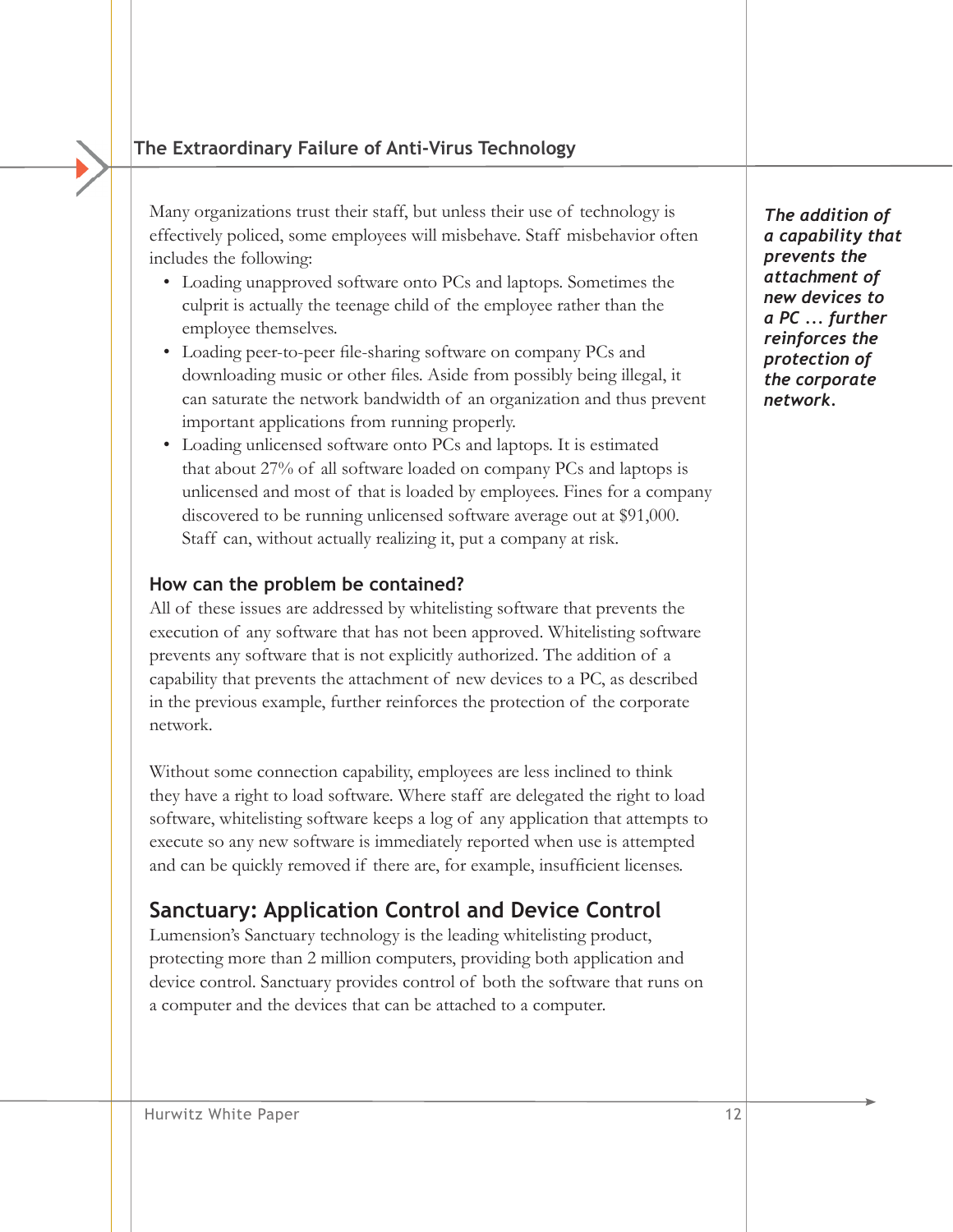Many organizations trust their staff, but unless their use of technology is effectively policed, some employees will misbehave. Staff misbehavior often includes the following:

- Loading unapproved software onto PCs and laptops. Sometimes the culprit is actually the teenage child of the employee rather than the employee themselves.
- Loading peer-to-peer file-sharing software on company PCs and downloading music or other files. Aside from possibly being illegal, it can saturate the network bandwidth of an organization and thus prevent important applications from running properly.
- Loading unlicensed software onto PCs and laptops. It is estimated that about 27% of all software loaded on company PCs and laptops is unlicensed and most of that is loaded by employees. Fines for a company discovered to be running unlicensed software average out at $91,000. Staff can, without actually realizing it, put a company at risk.

***The addition of a capability that prevents the attachment of new devices to a PC ... further reinforces the protection of the corporate network.***

### How can the problem be contained?

All of these issues are addressed by whitelisting software that prevents the execution of any software that has not been approved. Whitelisting software prevents any software that is not explicitly authorized. The addition of a capability that prevents the attachment of new devices to a PC, as described in the previous example, further reinforces the protection of the corporate network.

Without some connection capability, employees are less inclined to think they have a right to load software. Where staff are delegated the right to load software, whitelisting software keeps a log of any application that attempts to execute so any new software is immediately reported when use is attempted and can be quickly removed if there are, for example, insufficient licenses.

## Sanctuary: Application Control and Device Control

Lumension's Sanctuary technology is the leading whitelisting product, protecting more than 2 million computers, providing both application and device control. Sanctuary provides control of both the software that runs on a computer and the devices that can be attached to a computer.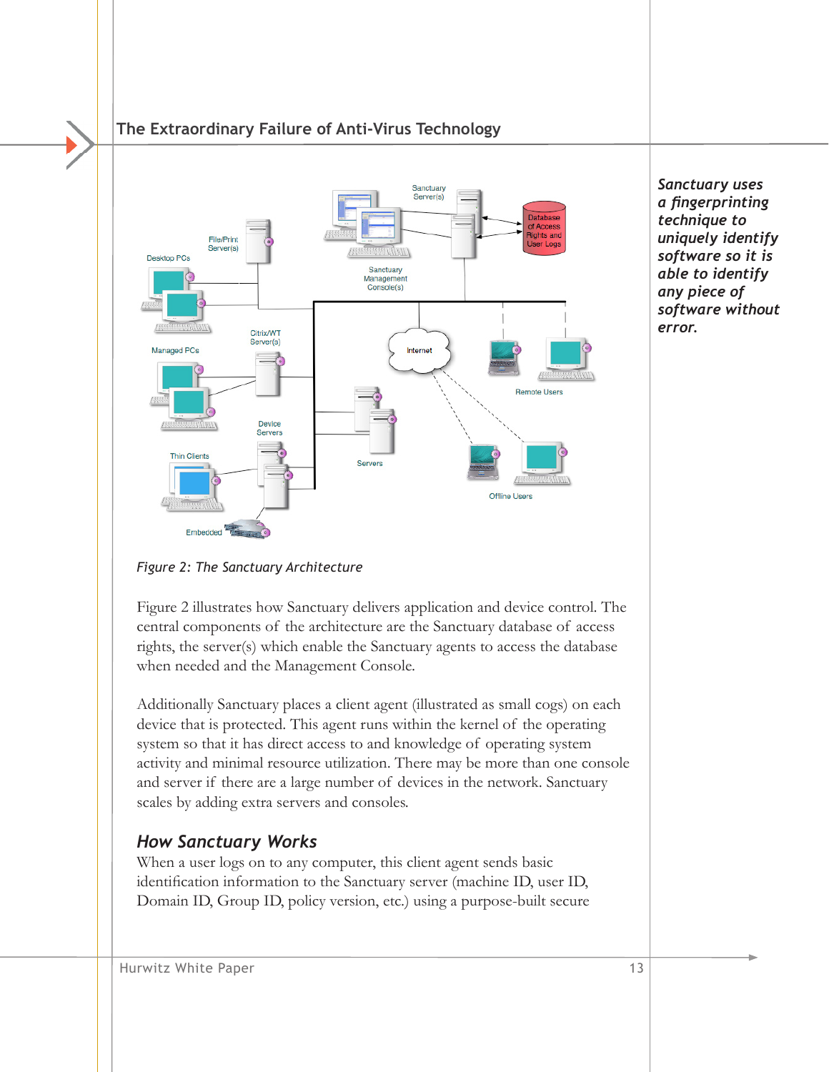*Figure 2: The Sanctuary Architecture*

Figure 2 illustrates how Sanctuary delivers application and device control. The central components of the architecture are the Sanctuary database of access rights, the server(s) which enable the Sanctuary agents to access the database when needed and the Management Console.

Additionally Sanctuary places a client agent (illustrated as small cogs) on each device that is protected. This agent runs within the kernel of the operating system so that it has direct access to and knowledge of operating system activity and minimal resource utilization. There may be more than one console and server if there are a large number of devices in the network. Sanctuary scales by adding extra servers and consoles.

*Sanctuary uses a fingerprinting technique to uniquely identify software so it is able to identify any piece of software without error.*

### How Sanctuary Works

When a user logs on to any computer, this client agent sends basic identification information to the Sanctuary server (machine ID, user ID, Domain ID, Group ID, policy version, etc.) using a purpose-built secure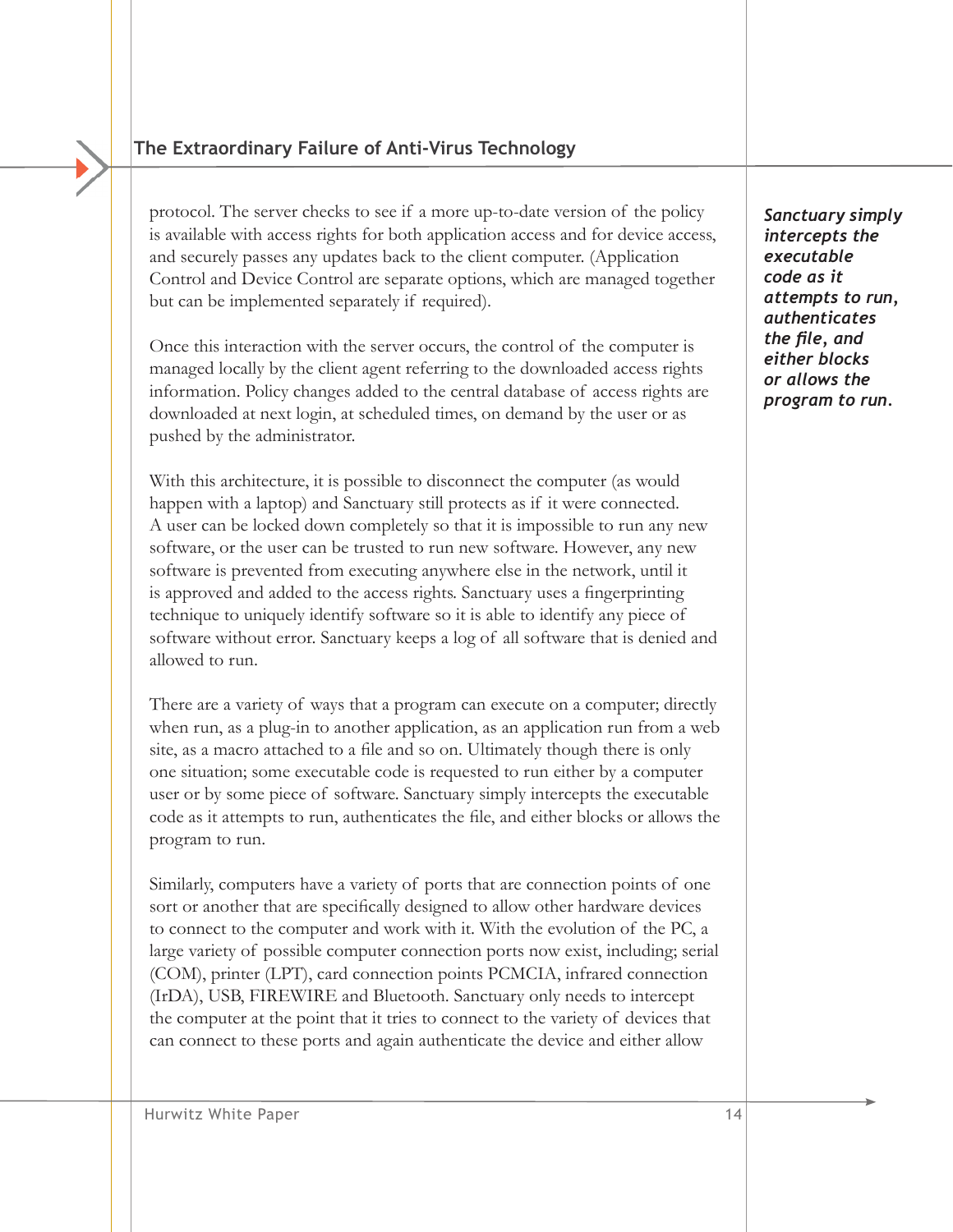protocol. The server checks to see if a more up-to-date version of the policy is available with access rights for both application access and for device access, and securely passes any updates back to the client computer. (Application Control and Device Control are separate options, which are managed together but can be implemented separately if required).

Once this interaction with the server occurs, the control of the computer is managed locally by the client agent referring to the downloaded access rights information. Policy changes added to the central database of access rights are downloaded at next login, at scheduled times, on demand by the user or as pushed by the administrator.

With this architecture, it is possible to disconnect the computer (as would happen with a laptop) and Sanctuary still protects as if it were connected. A user can be locked down completely so that it is impossible to run any new software, or the user can be trusted to run new software. However, any new software is prevented from executing anywhere else in the network, until it is approved and added to the access rights. Sanctuary uses a fingerprinting technique to uniquely identify software so it is able to identify any piece of software without error. Sanctuary keeps a log of all software that is denied and allowed to run.

***Sanctuary simply intercepts the executable code as it attempts to run, authenticates the file, and either blocks or allows the program to run.***

There are a variety of ways that a program can execute on a computer; directly when run, as a plug-in to another application, as an application run from a web site, as a macro attached to a file and so on. Ultimately though there is only one situation; some executable code is requested to run either by a computer user or by some piece of software. Sanctuary simply intercepts the executable code as it attempts to run, authenticates the file, and either blocks or allows the program to run.

Similarly, computers have a variety of ports that are connection points of one sort or another that are specifically designed to allow other hardware devices to connect to the computer and work with it. With the evolution of the PC, a large variety of possible computer connection ports now exist, including; serial (COM), printer (LPT), card connection points PCMCIA, infrared connection (IrDA), USB, FIREWIRE and Bluetooth. Sanctuary only needs to intercept the computer at the point that it tries to connect to the variety of devices that can connect to these ports and again authenticate the device and either allow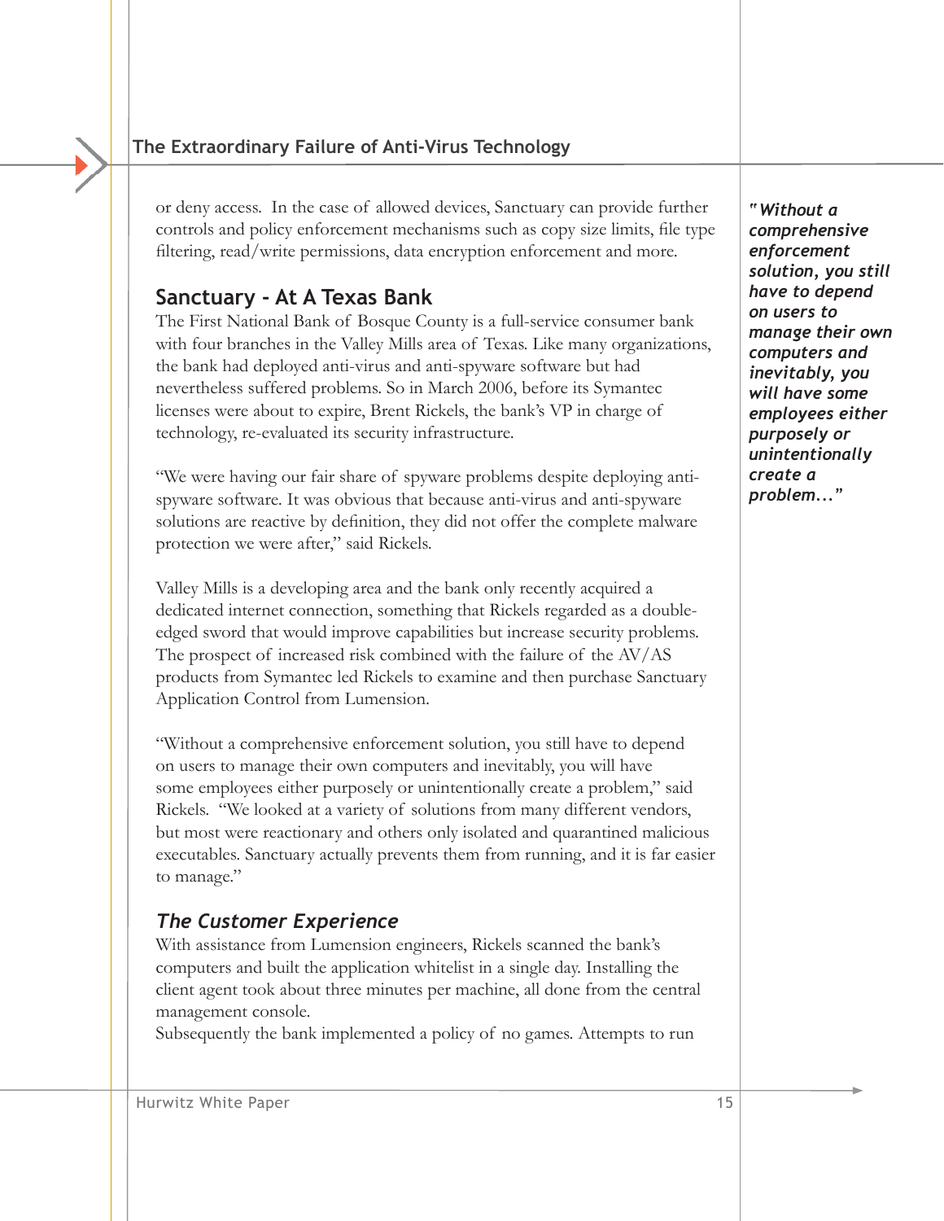or deny access. In the case of allowed devices, Sanctuary can provide further controls and policy enforcement mechanisms such as copy size limits, file type filtering, read/write permissions, data encryption enforcement and more.

## Sanctuary - At A Texas Bank

The First National Bank of Bosque County is a full-service consumer bank with four branches in the Valley Mills area of Texas. Like many organizations, the bank had deployed anti-virus and anti-spyware software but had nevertheless suffered problems. So in March 2006, before its Symantec licenses were about to expire, Brent Rickels, the bank's VP in charge of technology, re-evaluated its security infrastructure.

"We were having our fair share of spyware problems despite deploying anti-spyware software. It was obvious that because anti-virus and anti-spyware solutions are reactive by definition, they did not offer the complete malware protection we were after," said Rickels.

Valley Mills is a developing area and the bank only recently acquired a dedicated internet connection, something that Rickels regarded as a double-edged sword that would improve capabilities but increase security problems. The prospect of increased risk combined with the failure of the AV/AS products from Symantec led Rickels to examine and then purchase Sanctuary Application Control from Lumension.

"Without a comprehensive enforcement solution, you still have to depend on users to manage their own computers and inevitably, you will have some employees either purposely or unintentionally create a problem," said Rickels. "We looked at a variety of solutions from many different vendors, but most were reactionary and others only isolated and quarantined malicious executables. Sanctuary actually prevents them from running, and it is far easier to manage."

*"Without a comprehensive enforcement solution, you still have to depend on users to manage their own computers and inevitably, you will have some employees either purposely or unintentionally create a problem..."*

### *The Customer Experience*

With assistance from Lumension engineers, Rickels scanned the bank's computers and built the application whitelist in a single day. Installing the client agent took about three minutes per machine, all done from the central management console.

Subsequently the bank implemented a policy of no games. Attempts to run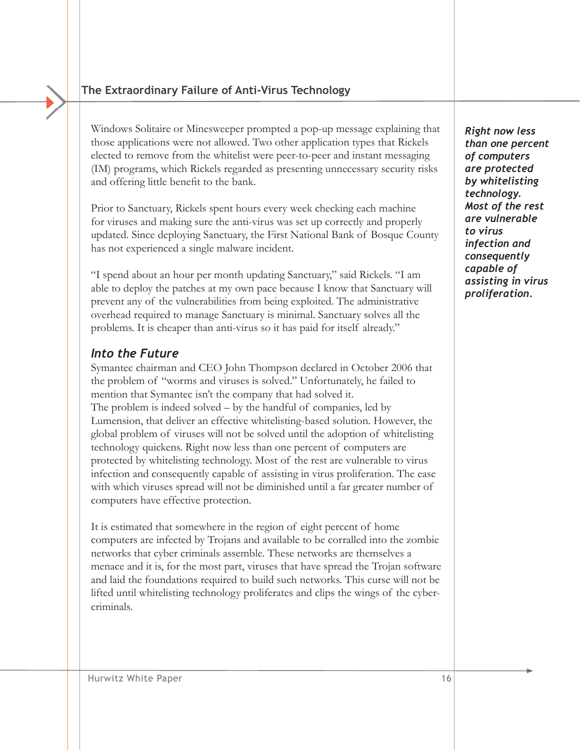Windows Solitaire or Minesweeper prompted a pop-up message explaining that those applications were not allowed. Two other application types that Rickels elected to remove from the whitelist were peer-to-peer and instant messaging (IM) programs, which Rickels regarded as presenting unnecessary security risks and offering little benefit to the bank.

Prior to Sanctuary, Rickels spent hours every week checking each machine for viruses and making sure the anti-virus was set up correctly and properly updated. Since deploying Sanctuary, the First National Bank of Bosque County has not experienced a single malware incident.

"I spend about an hour per month updating Sanctuary," said Rickels. "I am able to deploy the patches at my own pace because I know that Sanctuary will prevent any of the vulnerabilities from being exploited. The administrative overhead required to manage Sanctuary is minimal. Sanctuary solves all the problems. It is cheaper than anti-virus so it has paid for itself already."

***Right now less than one percent of computers are protected by whitelisting technology. Most of the rest are vulnerable to virus infection and consequently capable of assisting in virus proliferation.***

### *Into the Future*

Symantec chairman and CEO John Thompson declared in October 2006 that the problem of "worms and viruses is solved." Unfortunately, he failed to mention that Symantec isn't the company that had solved it.
The problem is indeed solved – by the handful of companies, led by Lumension, that deliver an effective whitelisting-based solution. However, the global problem of viruses will not be solved until the adoption of whitelisting technology quickens. Right now less than one percent of computers are protected by whitelisting technology. Most of the rest are vulnerable to virus infection and consequently capable of assisting in virus proliferation. The ease with which viruses spread will not be diminished until a far greater number of computers have effective protection.

It is estimated that somewhere in the region of eight percent of home computers are infected by Trojans and available to be corralled into the zombie networks that cyber criminals assemble. These networks are themselves a menace and it is, for the most part, viruses that have spread the Trojan software and laid the foundations required to build such networks. This curse will not be lifted until whitelisting technology proliferates and clips the wings of the cyber-criminals.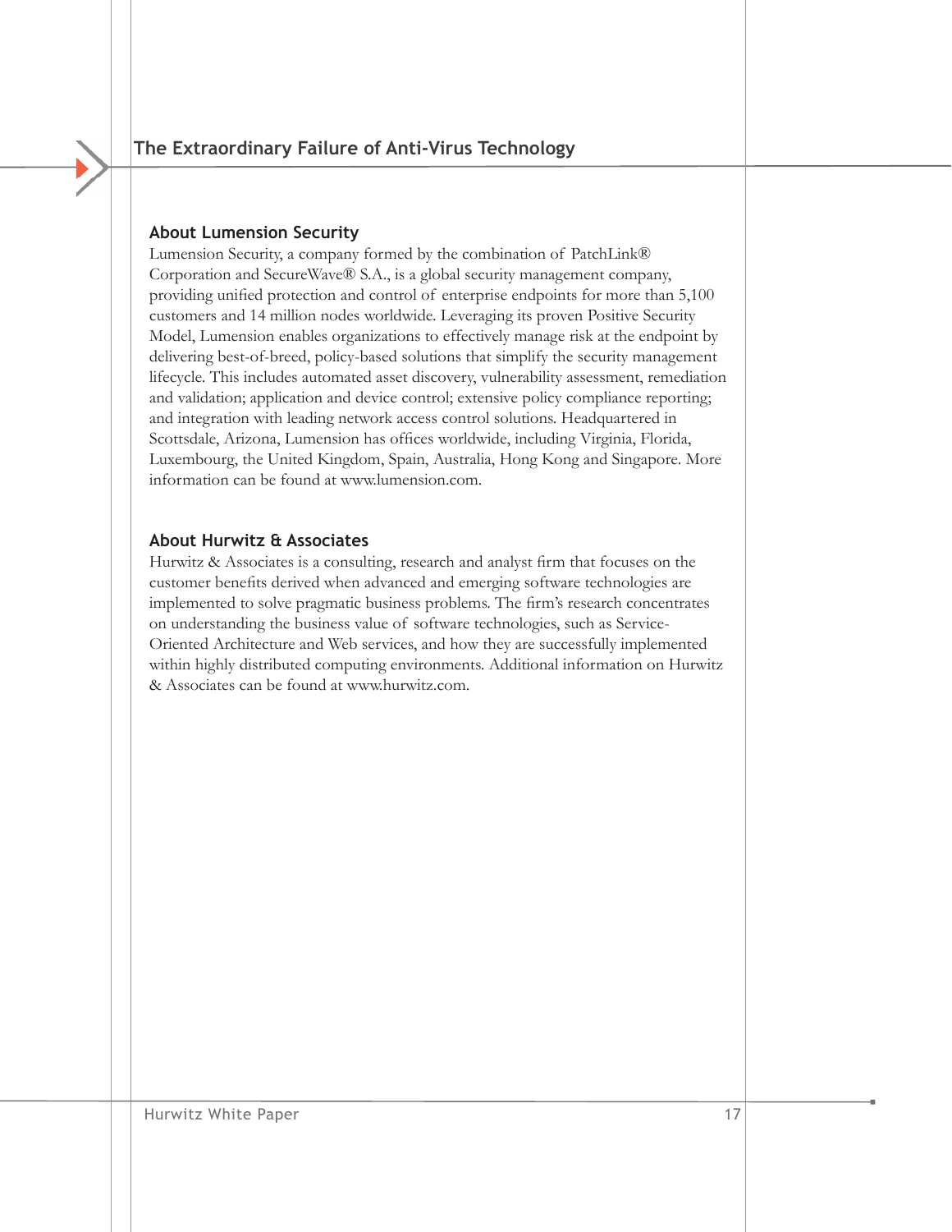## About Lumension Security

Lumension Security, a company formed by the combination of PatchLink® Corporation and SecureWave® S.A., is a global security management company, providing unified protection and control of enterprise endpoints for more than 5,100 customers and 14 million nodes worldwide. Leveraging its proven Positive Security Model, Lumension enables organizations to effectively manage risk at the endpoint by delivering best-of-breed, policy-based solutions that simplify the security management lifecycle. This includes automated asset discovery, vulnerability assessment, remediation and validation; application and device control; extensive policy compliance reporting; and integration with leading network access control solutions. Headquartered in Scottsdale, Arizona, Lumension has offices worldwide, including Virginia, Florida, Luxembourg, the United Kingdom, Spain, Australia, Hong Kong and Singapore. More information can be found at www.lumension.com.

## About Hurwitz & Associates

Hurwitz & Associates is a consulting, research and analyst firm that focuses on the customer benefits derived when advanced and emerging software technologies are implemented to solve pragmatic business problems. The firm's research concentrates on understanding the business value of software technologies, such as Service-Oriented Architecture and Web services, and how they are successfully implemented within highly distributed computing environments. Additional information on Hurwitz & Associates can be found at www.hurwitz.com.